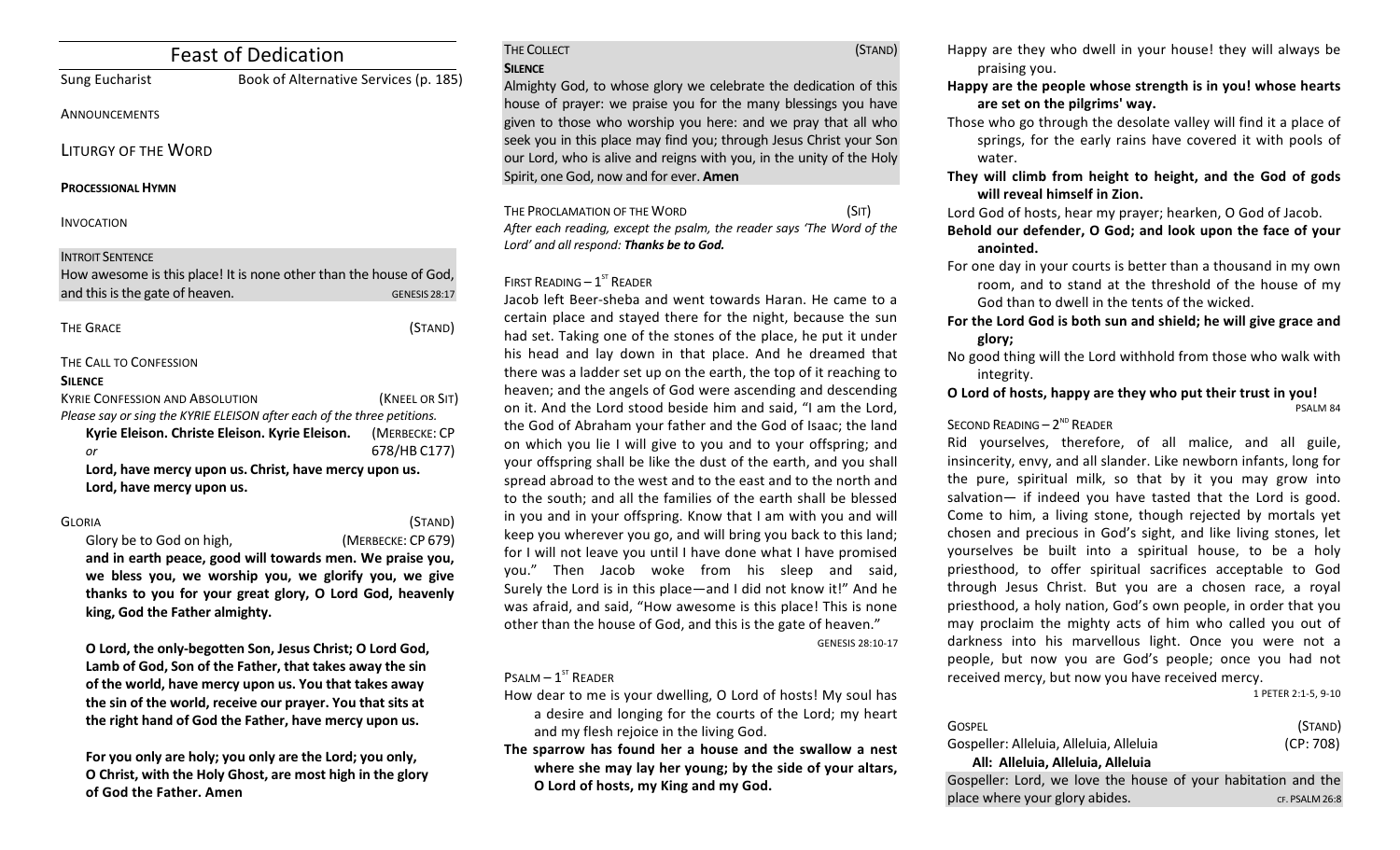# Feast of Dedication

Sung Eucharist — Book of Alternative Services (p. 185)

ANNOUNCEMENTS

## LITURGY OF THE WORD

**PROCESSIONAL HYMN**

INVOCATION

INTROIT SENTENCE

How awesome is this place! It is none other than the house of God, and this is the gate of heaven. GENESIS 28:17

THE GRACE (STAND)

THE CALL TO CONFESSION

**SILENCE**

KYRIE CONFESSION AND ABSOLUTION (KNEEL OR SIT)

*Please say or sing the KYRIE ELEISON after each of the three petitions.*

**Kyrie Eleison. Christe Eleison. Kyrie Eleison.** (MERBECKE: CP 678/HB C177)

*or*

**Lord, have mercy upon us. Christ, have mercy upon us. Lord, have mercy upon us.**

GLORIA (STAND)

Glory be to God on high, (MERBECKE: CP 679)

**and in earth peace, good will towards men. We praise you, we bless you, we worship you, we glorify you, we give thanks to you for your great glory, O Lord God, heavenly king, God the Father almighty.**

**O Lord, the only-begotten Son, Jesus Christ; O Lord God, Lamb of God, Son of the Father, that takes away the sin of the world, have mercy upon us. You that takes away the sin of the world, receive our prayer. You that sits at the right hand of God the Father, have mercy upon us.**

**For you only are holy; you only are the Lord; you only, O Christ, with the Holy Ghost, are most high in the glory of God the Father. Amen**

THE COLLECT (STAND)

**SILENCE**

Almighty God, to whose glory we celebrate the dedication of this house of prayer: we praise you for the many blessings you have given to those who worship you here: and we pray that all who seek you in this place may find you; through Jesus Christ your Son our Lord, who is alive and reigns with you, in the unity of the Holy Spirit, one God, now and for ever. **Amen**

THE PROCLAMATION OF THE WORD (SIT)

*After each reading, except the psalm, the reader says 'The Word of the Lord' and all respond:* ***Thanks be to God.***

FIRST READING – 1ST READER

Jacob left Beer-sheba and went towards Haran. He came to a certain place and stayed there for the night, because the sun had set. Taking one of the stones of the place, he put it under his head and lay down in that place. And he dreamed that there was a ladder set up on the earth, the top of it reaching to heaven; and the angels of God were ascending and descending on it. And the Lord stood beside him and said, "I am the Lord, the God of Abraham your father and the God of Isaac; the land on which you lie I will give to you and to your offspring; and your offspring shall be like the dust of the earth, and you shall spread abroad to the west and to the east and to the north and to the south; and all the families of the earth shall be blessed in you and in your offspring. Know that I am with you and will keep you wherever you go, and will bring you back to this land; for I will not leave you until I have done what I have promised you." Then Jacob woke from his sleep and said, Surely the Lord is in this place—and I did not know it!" And he was afraid, and said, "How awesome is this place! This is none other than the house of God, and this is the gate of heaven."

GENESIS 28:10-17

PSALM – 1ST READER

How dear to me is your dwelling, O Lord of hosts! My soul has a desire and longing for the courts of the Lord; my heart and my flesh rejoice in the living God.

**The sparrow has found her a house and the swallow a nest where she may lay her young; by the side of your altars, O Lord of hosts, my King and my God.**

Happy are they who dwell in your house! they will always be praising you.

**Happy are the people whose strength is in you! whose hearts are set on the pilgrims' way.**

Those who go through the desolate valley will find it a place of springs, for the early rains have covered it with pools of water.

**They will climb from height to height, and the God of gods will reveal himself in Zion.**

Lord God of hosts, hear my prayer; hearken, O God of Jacob.

**Behold our defender, O God; and look upon the face of your anointed.**

For one day in your courts is better than a thousand in my own room, and to stand at the threshold of the house of my God than to dwell in the tents of the wicked.

**For the Lord God is both sun and shield; he will give grace and glory;**

No good thing will the Lord withhold from those who walk with integrity.

**O Lord of hosts, happy are they who put their trust in you!**

PSALM 84

SECOND READING – 2ND READER

Rid yourselves, therefore, of all malice, and all guile, insincerity, envy, and all slander. Like newborn infants, long for the pure, spiritual milk, so that by it you may grow into salvation— if indeed you have tasted that the Lord is good. Come to him, a living stone, though rejected by mortals yet chosen and precious in God's sight, and like living stones, let yourselves be built into a spiritual house, to be a holy priesthood, to offer spiritual sacrifices acceptable to God through Jesus Christ. But you are a chosen race, a royal priesthood, a holy nation, God's own people, in order that you may proclaim the mighty acts of him who called you out of darkness into his marvellous light. Once you were not a people, but now you are God's people; once you had not received mercy, but now you have received mercy.

1 PETER 2:1-5, 9-10

GOSPEL (STAND)

Gospeller: Alleluia, Alleluia, Alleluia (CP: 708)

**All: Alleluia, Alleluia, Alleluia**

Gospeller: Lord, we love the house of your habitation and the place where your glory abides. CF. PSALM 26:8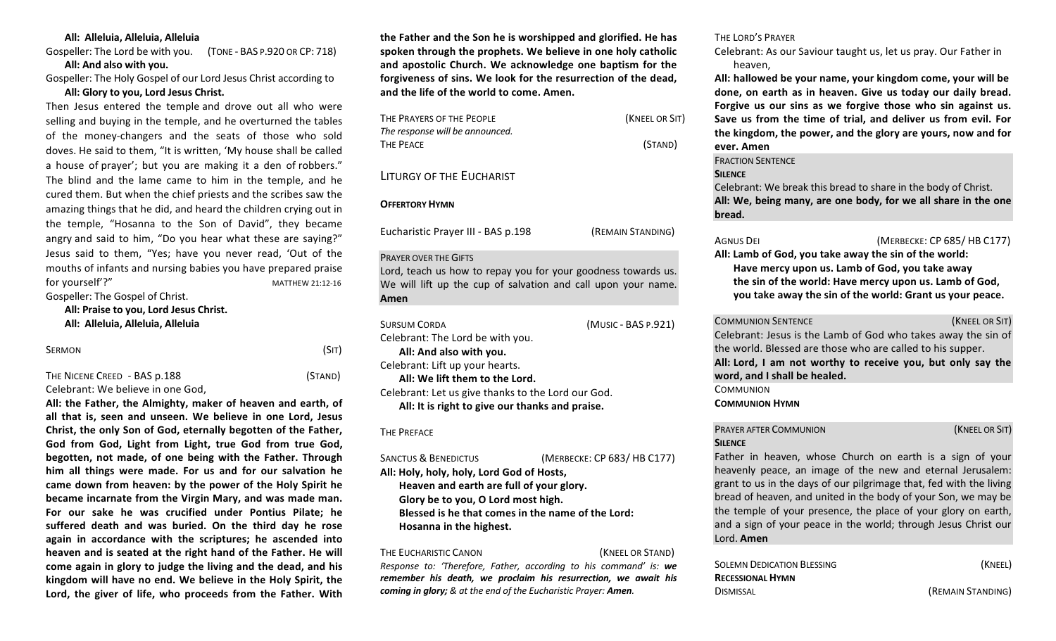**All: Alleluia, Alleluia, Alleluia**

Gospeller: The Lord be with you. (TONE - BAS P.920 OR CP: 718)

**All: And also with you.**

Gospeller: The Holy Gospel of our Lord Jesus Christ according to

**All: Glory to you, Lord Jesus Christ.**

Then Jesus entered the temple and drove out all who were selling and buying in the temple, and he overturned the tables of the money-changers and the seats of those who sold doves. He said to them, "It is written, 'My house shall be called a house of prayer'; but you are making it a den of robbers." The blind and the lame came to him in the temple, and he cured them. But when the chief priests and the scribes saw the amazing things that he did, and heard the children crying out in the temple, "Hosanna to the Son of David", they became angry and said to him, "Do you hear what these are saying?" Jesus said to them, "Yes; have you never read, 'Out of the mouths of infants and nursing babies you have prepared praise for yourself'?" MATTHEW 21:12-16

Gospeller: The Gospel of Christ.

**All: Praise to you, Lord Jesus Christ.**

**All: Alleluia, Alleluia, Alleluia**

SERMON (SIT)

THE NICENE CREED - BAS p.188 (STAND)

Celebrant: We believe in one God,

**All: the Father, the Almighty, maker of heaven and earth, of all that is, seen and unseen. We believe in one Lord, Jesus Christ, the only Son of God, eternally begotten of the Father, God from God, Light from Light, true God from true God, begotten, not made, of one being with the Father. Through him all things were made. For us and for our salvation he came down from heaven: by the power of the Holy Spirit he became incarnate from the Virgin Mary, and was made man. For our sake he was crucified under Pontius Pilate; he suffered death and was buried. On the third day he rose again in accordance with the scriptures; he ascended into heaven and is seated at the right hand of the Father. He will come again in glory to judge the living and the dead, and his kingdom will have no end. We believe in the Holy Spirit, the Lord, the giver of life, who proceeds from the Father. With the Father and the Son he is worshipped and glorified. He has spoken through the prophets. We believe in one holy catholic and apostolic Church. We acknowledge one baptism for the forgiveness of sins. We look for the resurrection of the dead, and the life of the world to come. Amen.**

THE PRAYERS OF THE PEOPLE (KNEEL OR SIT)

*The response will be announced.*

THE PEACE (STAND)

## LITURGY OF THE EUCHARIST

**OFFERTORY HYMN**

Eucharistic Prayer III - BAS p.198 (REMAIN STANDING)

PRAYER OVER THE GIFTS

Lord, teach us how to repay you for your goodness towards us. We will lift up the cup of salvation and call upon your name. **Amen**

SURSUM CORDA (MUSIC - BAS P.921)

Celebrant: The Lord be with you.

**All: And also with you.**

Celebrant: Lift up your hearts.

**All: We lift them to the Lord.**

Celebrant: Let us give thanks to the Lord our God.

**All: It is right to give our thanks and praise.**

THE PREFACE

SANCTUS & BENEDICTUS (MERBECKE: CP 683/ HB C177)

**All: Holy, holy, holy, Lord God of Hosts,**
**Heaven and earth are full of your glory.**
**Glory be to you, O Lord most high.**
**Blessed is he that comes in the name of the Lord:**
**Hosanna in the highest.**

THE EUCHARISTIC CANON (KNEEL OR STAND)

*Response to: 'Therefore, Father, according to his command' is:* ***we remember his death, we proclaim his resurrection, we await his coming in glory;*** *& at the end of the Eucharistic Prayer:* ***Amen****.*

THE LORD'S PRAYER

Celebrant: As our Saviour taught us, let us pray. Our Father in heaven,

**All: hallowed be your name, your kingdom come, your will be done, on earth as in heaven. Give us today our daily bread. Forgive us our sins as we forgive those who sin against us. Save us from the time of trial, and deliver us from evil. For the kingdom, the power, and the glory are yours, now and for ever. Amen**

FRACTION SENTENCE

**SILENCE**

Celebrant: We break this bread to share in the body of Christ.

**All: We, being many, are one body, for we all share in the one bread.**

AGNUS DEI (MERBECKE: CP 685/ HB C177)

**All: Lamb of God, you take away the sin of the world:**
**Have mercy upon us. Lamb of God, you take away the sin of the world: Have mercy upon us. Lamb of God, you take away the sin of the world: Grant us your peace.**

COMMUNION SENTENCE (KNEEL OR SIT)

Celebrant: Jesus is the Lamb of God who takes away the sin of the world. Blessed are those who are called to his supper.

**All: Lord, I am not worthy to receive you, but only say the word, and I shall be healed.**

COMMUNION

**COMMUNION HYMN**

PRAYER AFTER COMMUNION (KNEEL OR SIT)

**SILENCE**

Father in heaven, whose Church on earth is a sign of your heavenly peace, an image of the new and eternal Jerusalem: grant to us in the days of our pilgrimage that, fed with the living bread of heaven, and united in the body of your Son, we may be the temple of your presence, the place of your glory on earth, and a sign of your peace in the world; through Jesus Christ our Lord. **Amen**

SOLEMN DEDICATION BLESSING (KNEEL)

**RECESSIONAL HYMN**

DISMISSAL (REMAIN STANDING)